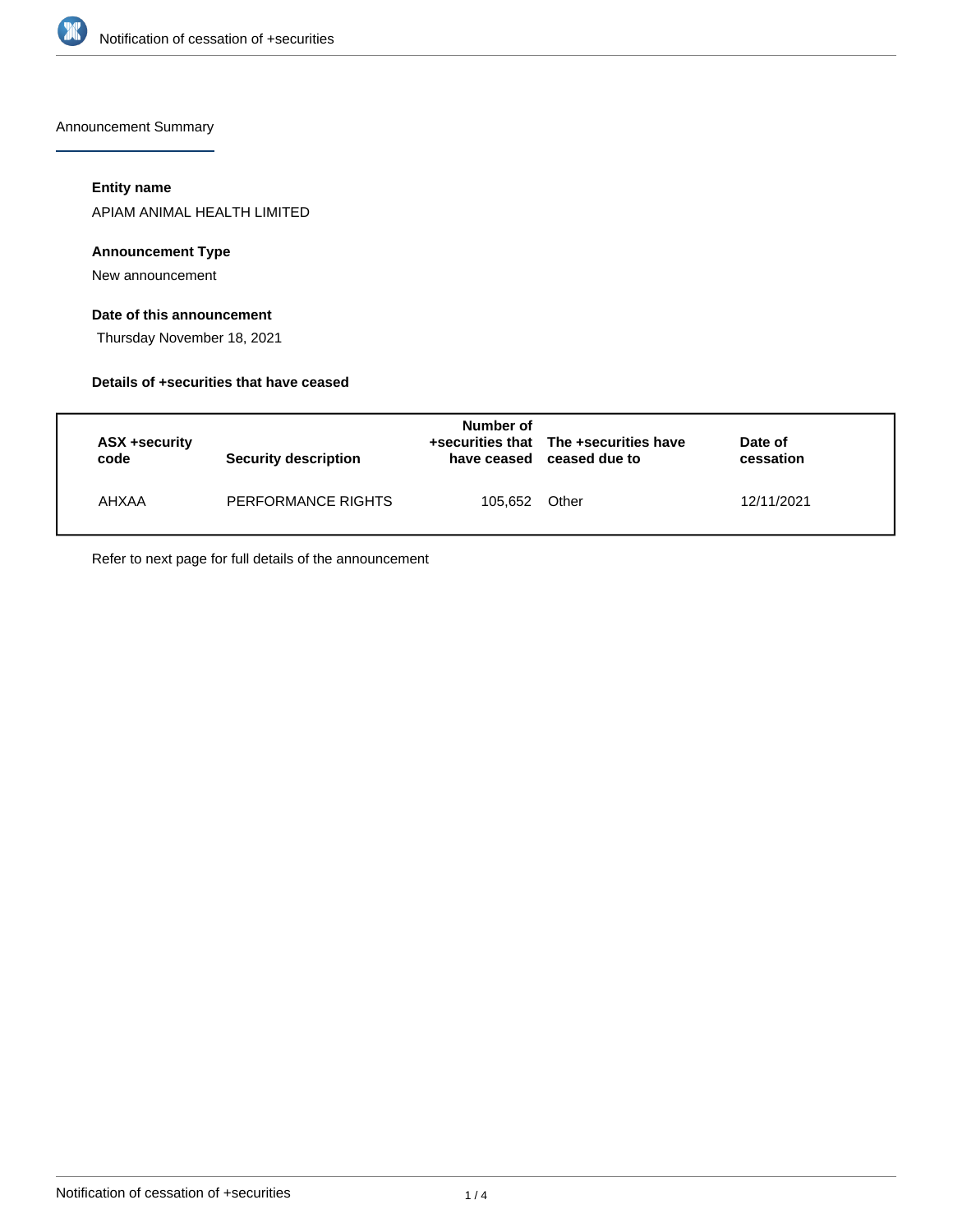Announcement Summary

### Entity name

APIAM ANIMAL HEALTH LIMITED

### Announcement Type

New announcement

### Date of this announcement

Thursday November 18, 2021

### Details of +securities that have ceased

| ASX +security code | Security description | Number of +securities that have ceased | The +securities have ceased due to | Date of cessation |
|---|---|---|---|---|
| AHXAA | PERFORMANCE RIGHTS | 105,652 | Other | 12/11/2021 |

Refer to next page for full details of the announcement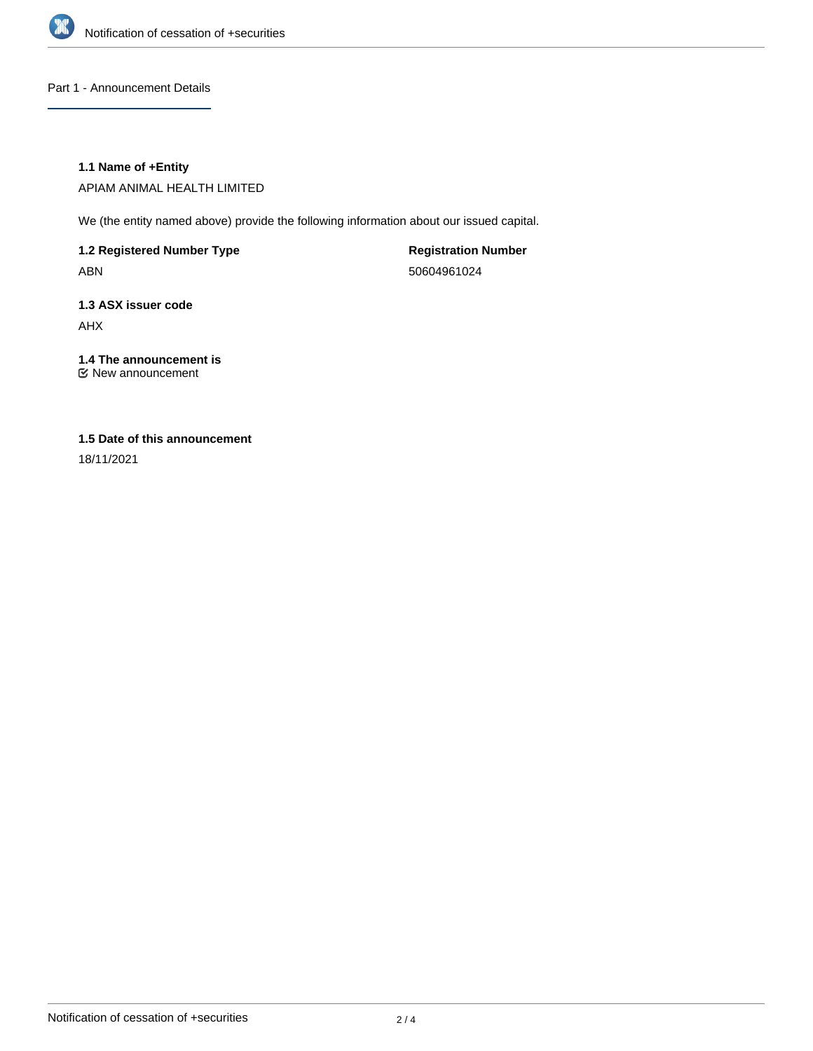Part 1 - Announcement Details

**1.1 Name of +Entity**

APIAM ANIMAL HEALTH LIMITED

We (the entity named above) provide the following information about our issued capital.

**1.2 Registered Number Type**

ABN

**Registration Number**

50604961024

**1.3 ASX issuer code**

AHX

**1.4 The announcement is**

☑ New announcement

**1.5 Date of this announcement**

18/11/2021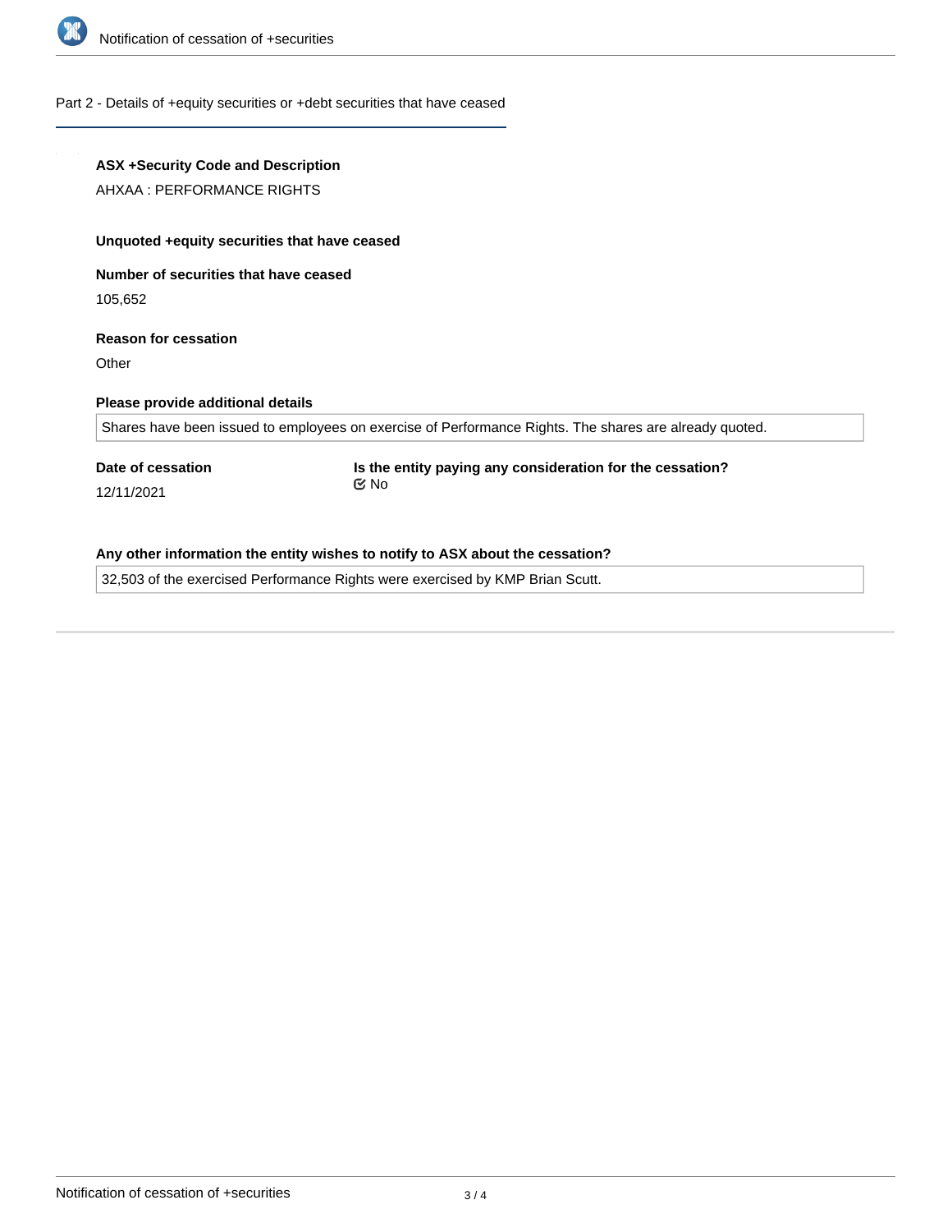## Part 2 - Details of +equity securities or +debt securities that have ceased

**ASX +Security Code and Description**

AHXAA : PERFORMANCE RIGHTS

**Unquoted +equity securities that have ceased**

**Number of securities that have ceased**

105,652

**Reason for cessation**

Other

**Please provide additional details**

Shares have been issued to employees on exercise of Performance Rights. The shares are already quoted.

**Date of cessation**

12/11/2021

**Is the entity paying any consideration for the cessation?**

No

**Any other information the entity wishes to notify to ASX about the cessation?**

32,503 of the exercised Performance Rights were exercised by KMP Brian Scutt.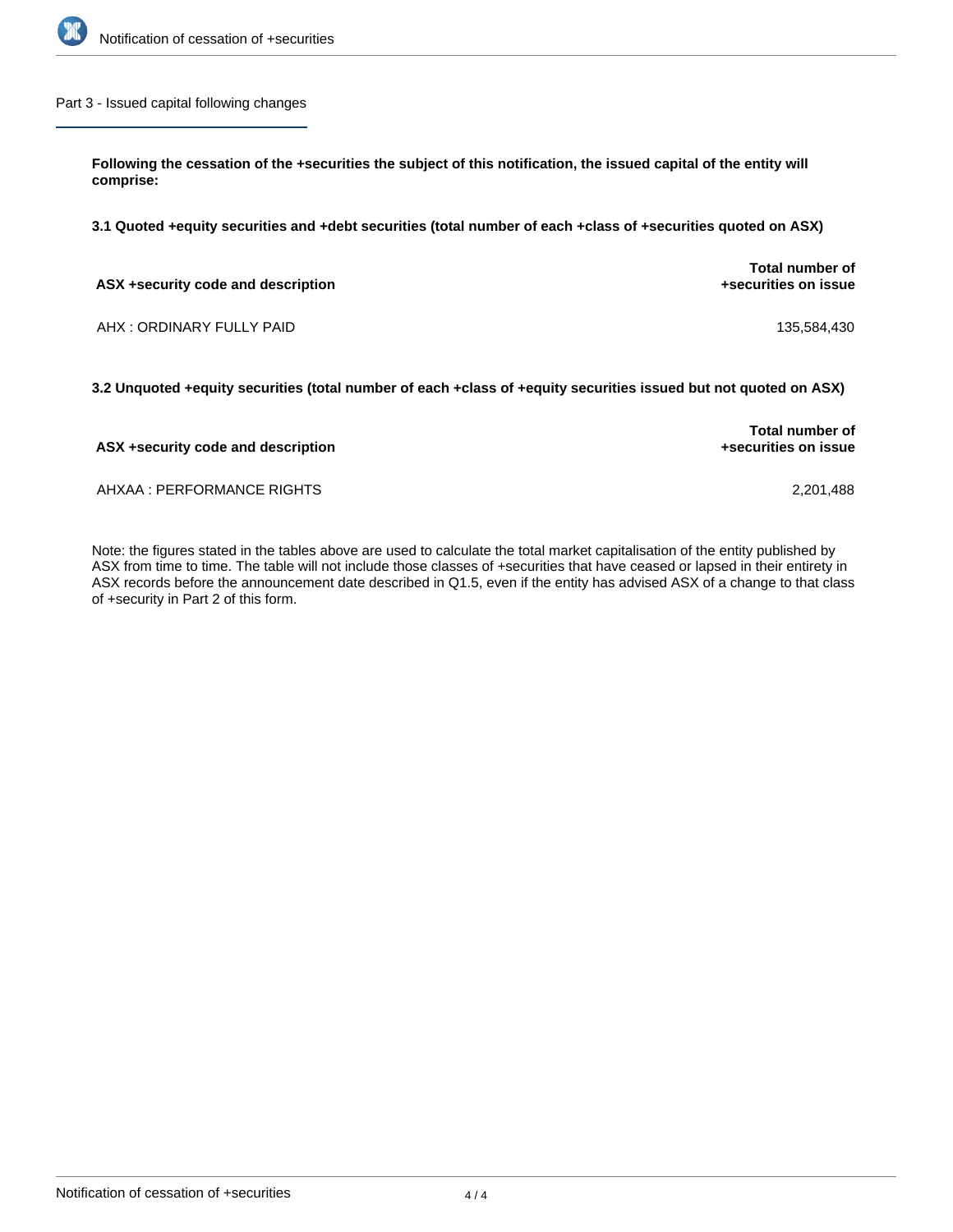## Part 3 - Issued capital following changes

**Following the cessation of the +securities the subject of this notification, the issued capital of the entity will comprise:**

**3.1 Quoted +equity securities and +debt securities (total number of each +class of +securities quoted on ASX)**

| ASX +security code and description | Total number of +securities on issue |
| --- | --- |
| AHX : ORDINARY FULLY PAID | 135,584,430 |

**3.2 Unquoted +equity securities (total number of each +class of +equity securities issued but not quoted on ASX)**

| ASX +security code and description | Total number of +securities on issue |
| --- | --- |
| AHXAA : PERFORMANCE RIGHTS | 2,201,488 |

Note: the figures stated in the tables above are used to calculate the total market capitalisation of the entity published by ASX from time to time. The table will not include those classes of +securities that have ceased or lapsed in their entirety in ASX records before the announcement date described in Q1.5, even if the entity has advised ASX of a change to that class of +security in Part 2 of this form.